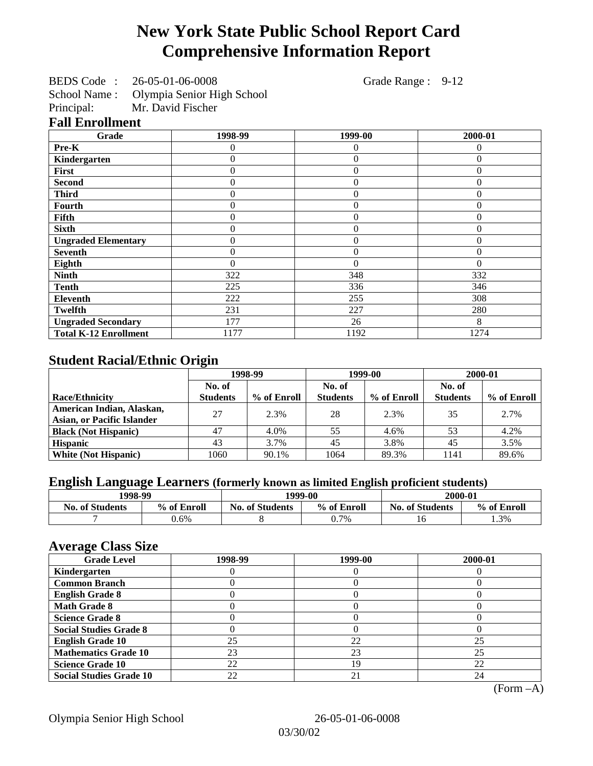# New York State Public School Report Card
# Comprehensive Information Report

BEDS Code : 26-05-01-06-0008 Grade Range : 9-12
School Name : Olympia Senior High School
Principal: Mr. David Fischer

## Fall Enrollment

| Grade | 1998-99 | 1999-00 | 2000-01 |
|---|---|---|---|
| **Pre-K** | 0 | 0 | 0 |
| **Kindergarten** | 0 | 0 | 0 |
| **First** | 0 | 0 | 0 |
| **Second** | 0 | 0 | 0 |
| **Third** | 0 | 0 | 0 |
| **Fourth** | 0 | 0 | 0 |
| **Fifth** | 0 | 0 | 0 |
| **Sixth** | 0 | 0 | 0 |
| **Ungraded Elementary** | 0 | 0 | 0 |
| **Seventh** | 0 | 0 | 0 |
| **Eighth** | 0 | 0 | 0 |
| **Ninth** | 322 | 348 | 332 |
| **Tenth** | 225 | 336 | 346 |
| **Eleventh** | 222 | 255 | 308 |
| **Twelfth** | 231 | 227 | 280 |
| **Ungraded Secondary** | 177 | 26 | 8 |
| **Total K-12 Enrollment** | 1177 | 1192 | 1274 |

## Student Racial/Ethnic Origin

| | 1998-99 | | 1999-00 | | 2000-01 | |
|---|---|---|---|---|---|---|
| **Race/Ethnicity** | **No. of Students** | **% of Enroll** | **No. of Students** | **% of Enroll** | **No. of Students** | **% of Enroll** |
| **American Indian, Alaskan, Asian, or Pacific Islander** | 27 | 2.3% | 28 | 2.3% | 35 | 2.7% |
| **Black (Not Hispanic)** | 47 | 4.0% | 55 | 4.6% | 53 | 4.2% |
| **Hispanic** | 43 | 3.7% | 45 | 3.8% | 45 | 3.5% |
| **White (Not Hispanic)** | 1060 | 90.1% | 1064 | 89.3% | 1141 | 89.6% |

## English Language Learners (formerly known as limited English proficient students)

| 1998-99 | | 1999-00 | | 2000-01 | |
|---|---|---|---|---|---|
| **No. of Students** | **% of Enroll** | **No. of Students** | **% of Enroll** | **No. of Students** | **% of Enroll** |
| 7 | 0.6% | 8 | 0.7% | 16 | 1.3% |

## Average Class Size

| Grade Level | 1998-99 | 1999-00 | 2000-01 |
|---|---|---|---|
| **Kindergarten** | 0 | 0 | 0 |
| **Common Branch** | 0 | 0 | 0 |
| **English Grade 8** | 0 | 0 | 0 |
| **Math Grade 8** | 0 | 0 | 0 |
| **Science Grade 8** | 0 | 0 | 0 |
| **Social Studies Grade 8** | 0 | 0 | 0 |
| **English Grade 10** | 25 | 22 | 25 |
| **Mathematics Grade 10** | 23 | 23 | 25 |
| **Science Grade 10** | 22 | 19 | 22 |
| **Social Studies Grade 10** | 22 | 21 | 24 |

(Form –A)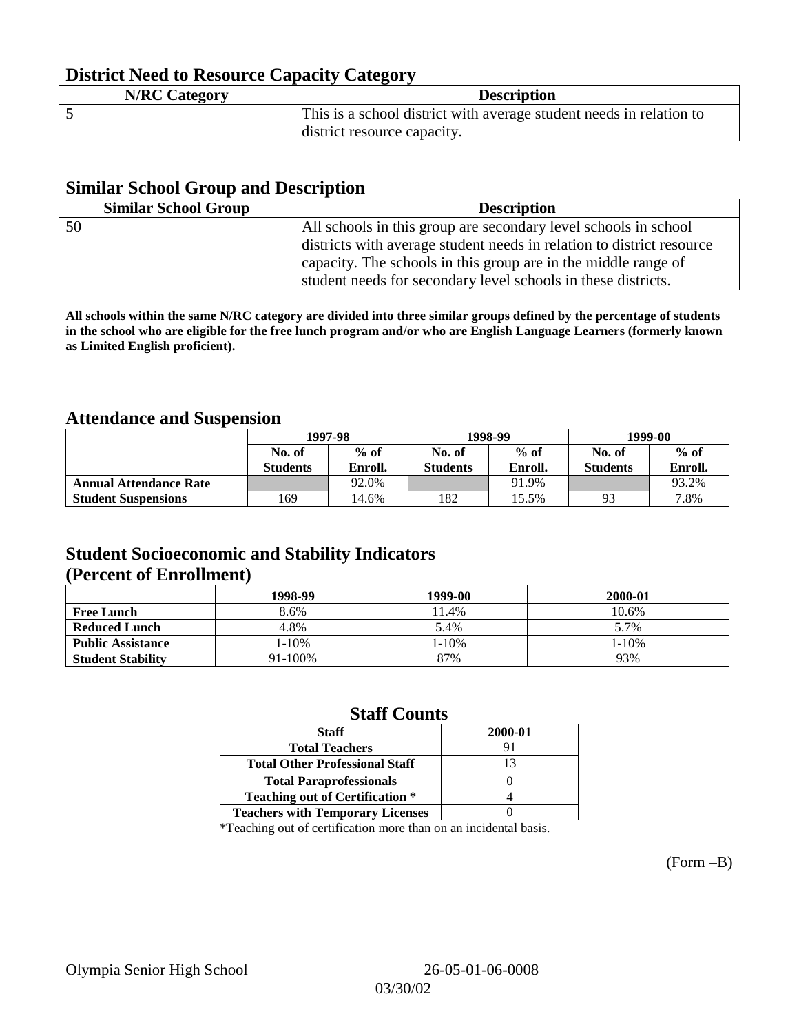## District Need to Resource Capacity Category

| N/RC Category | Description |
|---|---|
| 5 | This is a school district with average student needs in relation to district resource capacity. |

## Similar School Group and Description

| Similar School Group | Description |
|---|---|
| 50 | All schools in this group are secondary level schools in school districts with average student needs in relation to district resource capacity. The schools in this group are in the middle range of student needs for secondary level schools in these districts. |

**All schools within the same N/RC category are divided into three similar groups defined by the percentage of students in the school who are eligible for the free lunch program and/or who are English Language Learners (formerly known as Limited English proficient).**

## Attendance and Suspension

| | 1997-98 | | 1998-99 | | 1999-00 | |
|---|---|---|---|---|---|---|
| | No. of Students | % of Enroll. | No. of Students | % of Enroll. | No. of Students | % of Enroll. |
| **Annual Attendance Rate** | | 92.0% | | 91.9% | | 93.2% |
| **Student Suspensions** | 169 | 14.6% | 182 | 15.5% | 93 | 7.8% |

## Student Socioeconomic and Stability Indicators (Percent of Enrollment)

| | 1998-99 | 1999-00 | 2000-01 |
|---|---|---|---|
| **Free Lunch** | 8.6% | 11.4% | 10.6% |
| **Reduced Lunch** | 4.8% | 5.4% | 5.7% |
| **Public Assistance** | 1-10% | 1-10% | 1-10% |
| **Student Stability** | 91-100% | 87% | 93% |

## Staff Counts

| Staff | 2000-01 |
|---|---|
| Total Teachers | 91 |
| Total Other Professional Staff | 13 |
| Total Paraprofessionals | 0 |
| Teaching out of Certification * | 4 |
| Teachers with Temporary Licenses | 0 |

*Teaching out of certification more than on an incidental basis.

(Form –B)

Olympia Senior High School 26-05-01-06-0008

03/30/02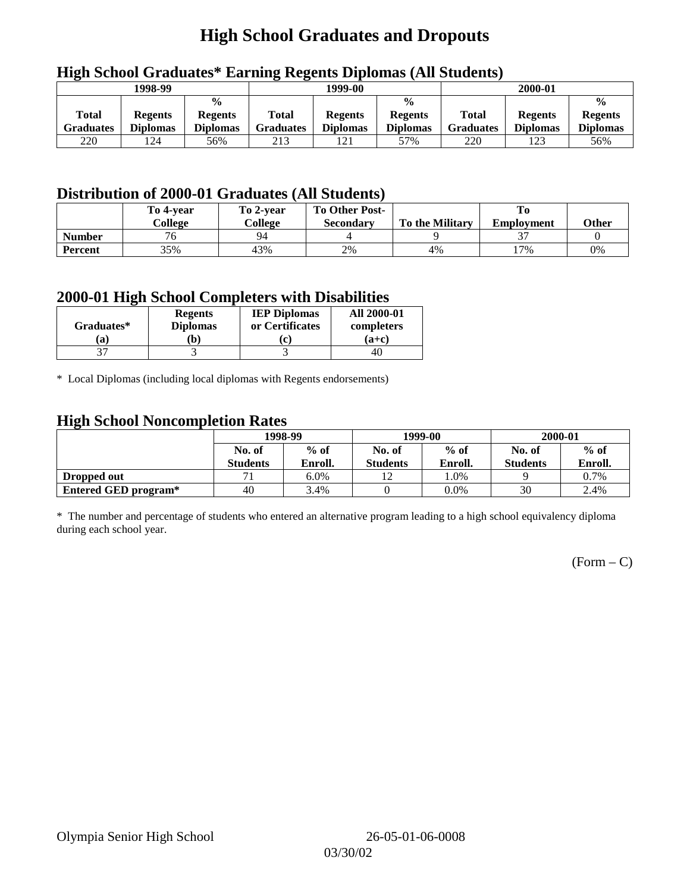# High School Graduates and Dropouts

## High School Graduates* Earning Regents Diplomas (All Students)

| 1998-99 | | | 1999-00 | | | 2000-01 | | |
|---|---|---|---|---|---|---|---|---|
| Total Graduates | Regents Diplomas | % Regents Diplomas | Total Graduates | Regents Diplomas | % Regents Diplomas | Total Graduates | Regents Diplomas | % Regents Diplomas |
| 220 | 124 | 56% | 213 | 121 | 57% | 220 | 123 | 56% |

## Distribution of 2000-01 Graduates (All Students)

| | To 4-year College | To 2-year College | To Other Post-Secondary | To the Military | To Employment | Other |
|---|---|---|---|---|---|---|
| **Number** | 76 | 94 | 4 | 9 | 37 | 0 |
| **Percent** | 35% | 43% | 2% | 4% | 17% | 0% |

## 2000-01 High School Completers with Disabilities

| Graduates* (a) | Regents Diplomas (b) | IEP Diplomas or Certificates (c) | All 2000-01 completers (a+c) |
|---|---|---|---|
| 37 | 3 | 3 | 40 |

* Local Diplomas (including local diplomas with Regents endorsements)

## High School Noncompletion Rates

| | 1998-99 | | 1999-00 | | 2000-01 | |
|---|---|---|---|---|---|---|
| | No. of Students | % of Enroll. | No. of Students | % of Enroll. | No. of Students | % of Enroll. |
| **Dropped out** | 71 | 6.0% | 12 | 1.0% | 9 | 0.7% |
| **Entered GED program*** | 40 | 3.4% | 0 | 0.0% | 30 | 2.4% |

* The number and percentage of students who entered an alternative program leading to a high school equivalency diploma during each school year.

(Form – C)

Olympia Senior High School 26-05-01-06-0008

03/30/02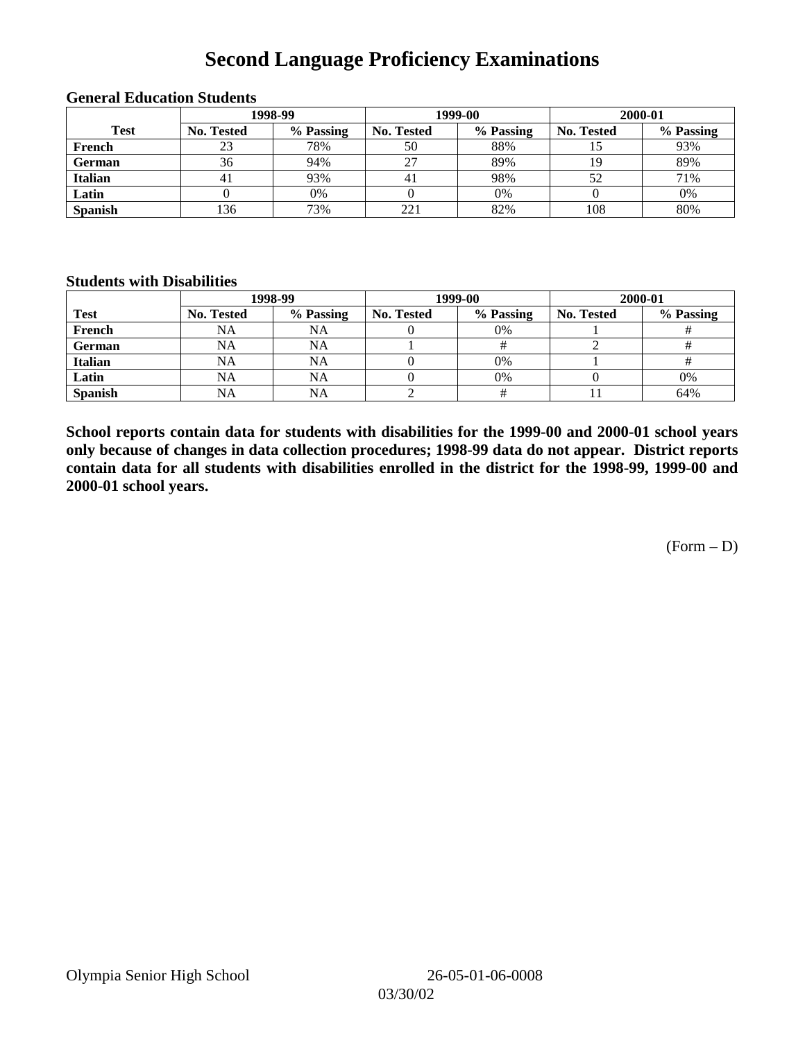# Second Language Proficiency Examinations

### General Education Students

| Test | 1998-99 | | 1999-00 | | 2000-01 | |
|---|---|---|---|---|---|---|
| | No. Tested | % Passing | No. Tested | % Passing | No. Tested | % Passing |
| French | 23 | 78% | 50 | 88% | 15 | 93% |
| German | 36 | 94% | 27 | 89% | 19 | 89% |
| Italian | 41 | 93% | 41 | 98% | 52 | 71% |
| Latin | 0 | 0% | 0 | 0% | 0 | 0% |
| Spanish | 136 | 73% | 221 | 82% | 108 | 80% |

### Students with Disabilities

| Test | 1998-99 | | 1999-00 | | 2000-01 | |
|---|---|---|---|---|---|---|
| | No. Tested | % Passing | No. Tested | % Passing | No. Tested | % Passing |
| French | NA | NA | 0 | 0% | 1 | # |
| German | NA | NA | 1 | # | 2 | # |
| Italian | NA | NA | 0 | 0% | 1 | # |
| Latin | NA | NA | 0 | 0% | 0 | 0% |
| Spanish | NA | NA | 2 | # | 11 | 64% |

**School reports contain data for students with disabilities for the 1999-00 and 2000-01 school years only because of changes in data collection procedures; 1998-99 data do not appear. District reports contain data for all students with disabilities enrolled in the district for the 1998-99, 1999-00 and 2000-01 school years.**

(Form – D)

Olympia Senior High School 26-05-01-06-0008

03/30/02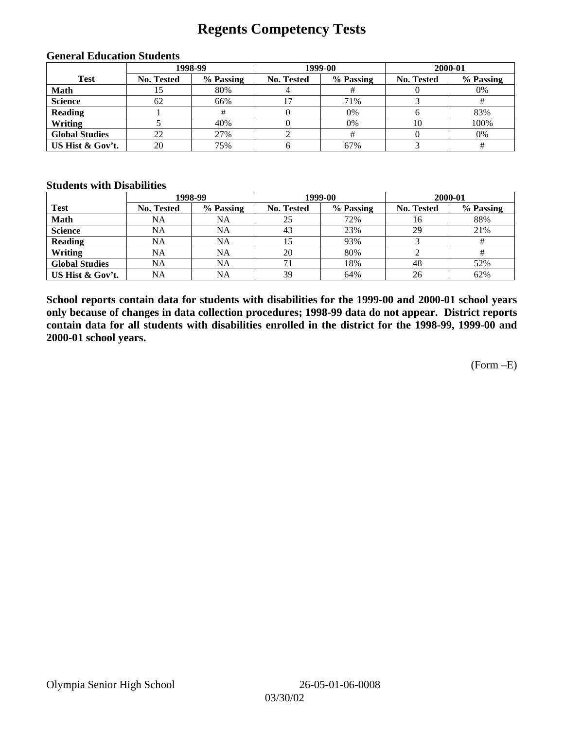# Regents Competency Tests

### General Education Students

| Test | 1998-99 | | 1999-00 | | 2000-01 | |
|---|---|---|---|---|---|---|
| | No. Tested | % Passing | No. Tested | % Passing | No. Tested | % Passing |
| Math | 15 | 80% | 4 | # | 0 | 0% |
| Science | 62 | 66% | 17 | 71% | 3 | # |
| Reading | 1 | # | 0 | 0% | 6 | 83% |
| Writing | 5 | 40% | 0 | 0% | 10 | 100% |
| Global Studies | 22 | 27% | 2 | # | 0 | 0% |
| US Hist & Gov't. | 20 | 75% | 6 | 67% | 3 | # |

### Students with Disabilities

| Test | 1998-99 | | 1999-00 | | 2000-01 | |
|---|---|---|---|---|---|---|
| | No. Tested | % Passing | No. Tested | % Passing | No. Tested | % Passing |
| Math | NA | NA | 25 | 72% | 16 | 88% |
| Science | NA | NA | 43 | 23% | 29 | 21% |
| Reading | NA | NA | 15 | 93% | 3 | # |
| Writing | NA | NA | 20 | 80% | 2 | # |
| Global Studies | NA | NA | 71 | 18% | 48 | 52% |
| US Hist & Gov't. | NA | NA | 39 | 64% | 26 | 62% |

**School reports contain data for students with disabilities for the 1999-00 and 2000-01 school years only because of changes in data collection procedures; 1998-99 data do not appear. District reports contain data for all students with disabilities enrolled in the district for the 1998-99, 1999-00 and 2000-01 school years.**

(Form –E)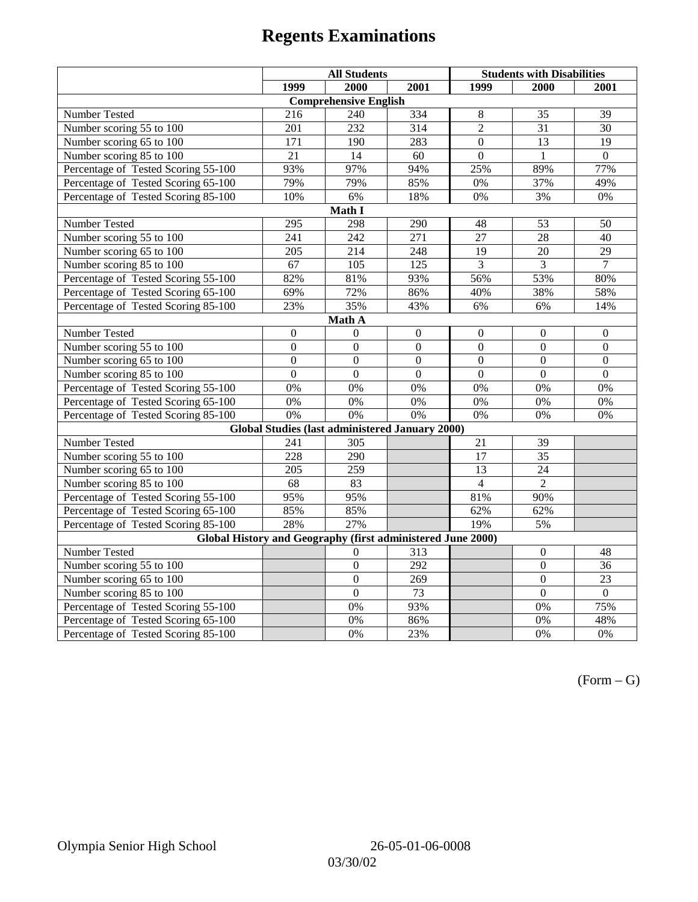# Regents Examinations

| | All Students | | | Students with Disabilities | | |
|---|---|---|---|---|---|---|
| | 1999 | 2000 | 2001 | 1999 | 2000 | 2001 |
| **Comprehensive English** | | | | | | |
| Number Tested | 216 | 240 | 334 | 8 | 35 | 39 |
| Number scoring 55 to 100 | 201 | 232 | 314 | 2 | 31 | 30 |
| Number scoring 65 to 100 | 171 | 190 | 283 | 0 | 13 | 19 |
| Number scoring 85 to 100 | 21 | 14 | 60 | 0 | 1 | 0 |
| Percentage of Tested Scoring 55-100 | 93% | 97% | 94% | 25% | 89% | 77% |
| Percentage of Tested Scoring 65-100 | 79% | 79% | 85% | 0% | 37% | 49% |
| Percentage of Tested Scoring 85-100 | 10% | 6% | 18% | 0% | 3% | 0% |
| **Math I** | | | | | | |
| Number Tested | 295 | 298 | 290 | 48 | 53 | 50 |
| Number scoring 55 to 100 | 241 | 242 | 271 | 27 | 28 | 40 |
| Number scoring 65 to 100 | 205 | 214 | 248 | 19 | 20 | 29 |
| Number scoring 85 to 100 | 67 | 105 | 125 | 3 | 3 | 7 |
| Percentage of Tested Scoring 55-100 | 82% | 81% | 93% | 56% | 53% | 80% |
| Percentage of Tested Scoring 65-100 | 69% | 72% | 86% | 40% | 38% | 58% |
| Percentage of Tested Scoring 85-100 | 23% | 35% | 43% | 6% | 6% | 14% |
| **Math A** | | | | | | |
| Number Tested | 0 | 0 | 0 | 0 | 0 | 0 |
| Number scoring 55 to 100 | 0 | 0 | 0 | 0 | 0 | 0 |
| Number scoring 65 to 100 | 0 | 0 | 0 | 0 | 0 | 0 |
| Number scoring 85 to 100 | 0 | 0 | 0 | 0 | 0 | 0 |
| Percentage of Tested Scoring 55-100 | 0% | 0% | 0% | 0% | 0% | 0% |
| Percentage of Tested Scoring 65-100 | 0% | 0% | 0% | 0% | 0% | 0% |
| Percentage of Tested Scoring 85-100 | 0% | 0% | 0% | 0% | 0% | 0% |
| **Global Studies (last administered January 2000)** | | | | | | |
| Number Tested | 241 | 305 | | 21 | 39 | |
| Number scoring 55 to 100 | 228 | 290 | | 17 | 35 | |
| Number scoring 65 to 100 | 205 | 259 | | 13 | 24 | |
| Number scoring 85 to 100 | 68 | 83 | | 4 | 2 | |
| Percentage of Tested Scoring 55-100 | 95% | 95% | | 81% | 90% | |
| Percentage of Tested Scoring 65-100 | 85% | 85% | | 62% | 62% | |
| Percentage of Tested Scoring 85-100 | 28% | 27% | | 19% | 5% | |
| **Global History and Geography (first administered June 2000)** | | | | | | |
| Number Tested | | 0 | 313 | | 0 | 48 |
| Number scoring 55 to 100 | | 0 | 292 | | 0 | 36 |
| Number scoring 65 to 100 | | 0 | 269 | | 0 | 23 |
| Number scoring 85 to 100 | | 0 | 73 | | 0 | 0 |
| Percentage of Tested Scoring 55-100 | | 0% | 93% | | 0% | 75% |
| Percentage of Tested Scoring 65-100 | | 0% | 86% | | 0% | 48% |
| Percentage of Tested Scoring 85-100 | | 0% | 23% | | 0% | 0% |

(Form – G)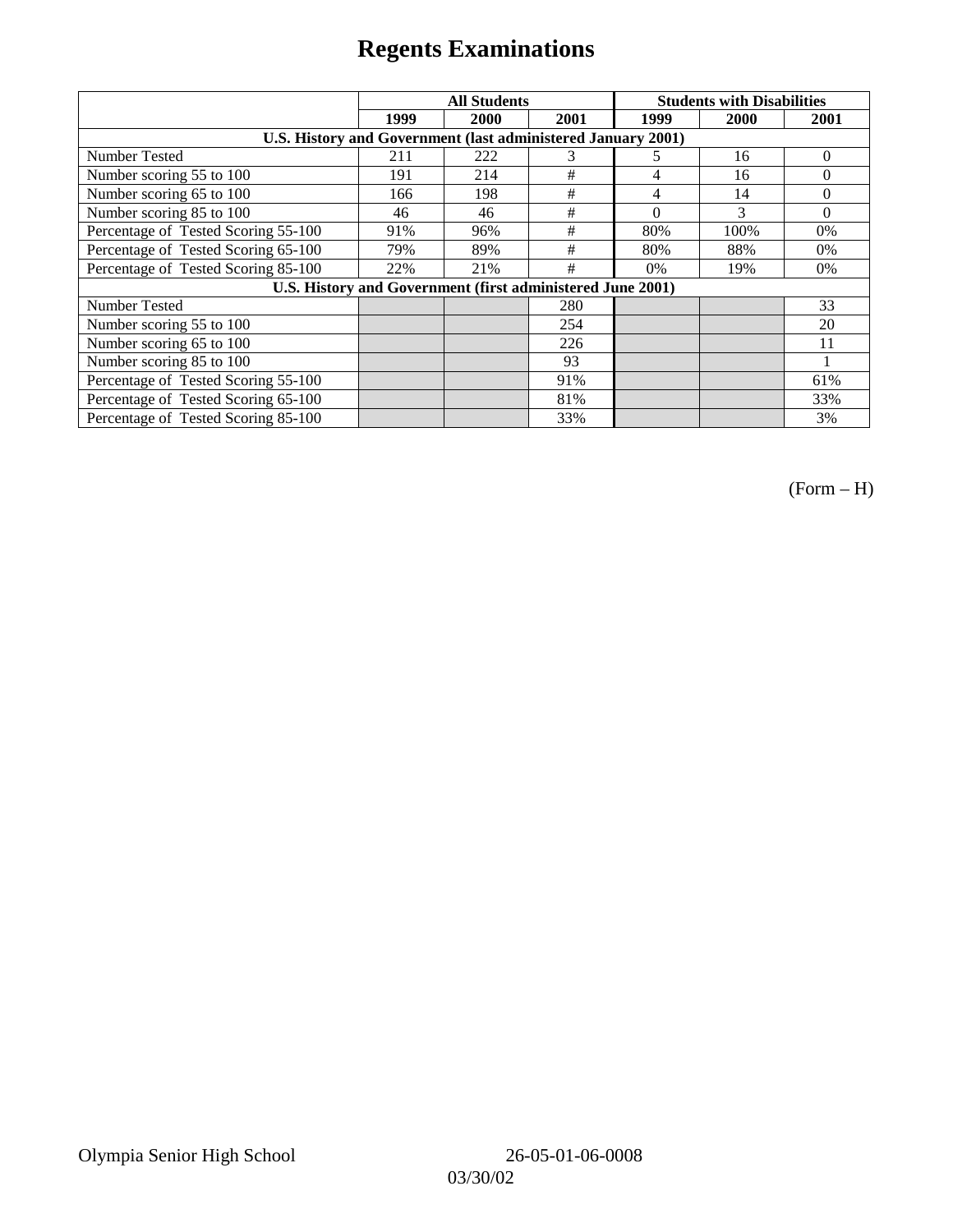# Regents Examinations

| | All Students | | | Students with Disabilities | | |
|---|---|---|---|---|---|---|
| | 1999 | 2000 | 2001 | 1999 | 2000 | 2001 |
| **U.S. History and Government (last administered January 2001)** | | | | | | |
| Number Tested | 211 | 222 | 3 | 5 | 16 | 0 |
| Number scoring 55 to 100 | 191 | 214 | # | 4 | 16 | 0 |
| Number scoring 65 to 100 | 166 | 198 | # | 4 | 14 | 0 |
| Number scoring 85 to 100 | 46 | 46 | # | 0 | 3 | 0 |
| Percentage of Tested Scoring 55-100 | 91% | 96% | # | 80% | 100% | 0% |
| Percentage of Tested Scoring 65-100 | 79% | 89% | # | 80% | 88% | 0% |
| Percentage of Tested Scoring 85-100 | 22% | 21% | # | 0% | 19% | 0% |
| **U.S. History and Government (first administered June 2001)** | | | | | | |
| Number Tested | | | 280 | | | 33 |
| Number scoring 55 to 100 | | | 254 | | | 20 |
| Number scoring 65 to 100 | | | 226 | | | 11 |
| Number scoring 85 to 100 | | | 93 | | | 1 |
| Percentage of Tested Scoring 55-100 | | | 91% | | | 61% |
| Percentage of Tested Scoring 65-100 | | | 81% | | | 33% |
| Percentage of Tested Scoring 85-100 | | | 33% | | | 3% |

(Form – H)

Olympia Senior High School 26-05-01-06-0008

03/30/02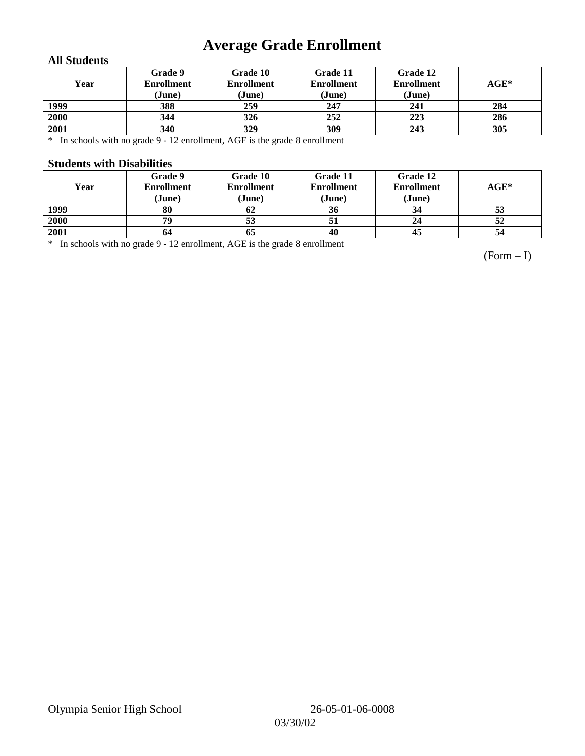# Average Grade Enrollment

### All Students

| Year | Grade 9 Enrollment (June) | Grade 10 Enrollment (June) | Grade 11 Enrollment (June) | Grade 12 Enrollment (June) | AGE* |
|---|---|---|---|---|---|
| 1999 | 388 | 259 | 247 | 241 | 284 |
| 2000 | 344 | 326 | 252 | 223 | 286 |
| 2001 | 340 | 329 | 309 | 243 | 305 |

* In schools with no grade 9 - 12 enrollment, AGE is the grade 8 enrollment

### Students with Disabilities

| Year | Grade 9 Enrollment (June) | Grade 10 Enrollment (June) | Grade 11 Enrollment (June) | Grade 12 Enrollment (June) | AGE* |
|---|---|---|---|---|---|
| 1999 | 80 | 62 | 36 | 34 | 53 |
| 2000 | 79 | 53 | 51 | 24 | 52 |
| 2001 | 64 | 65 | 40 | 45 | 54 |

* In schools with no grade 9 - 12 enrollment, AGE is the grade 8 enrollment

(Form – I)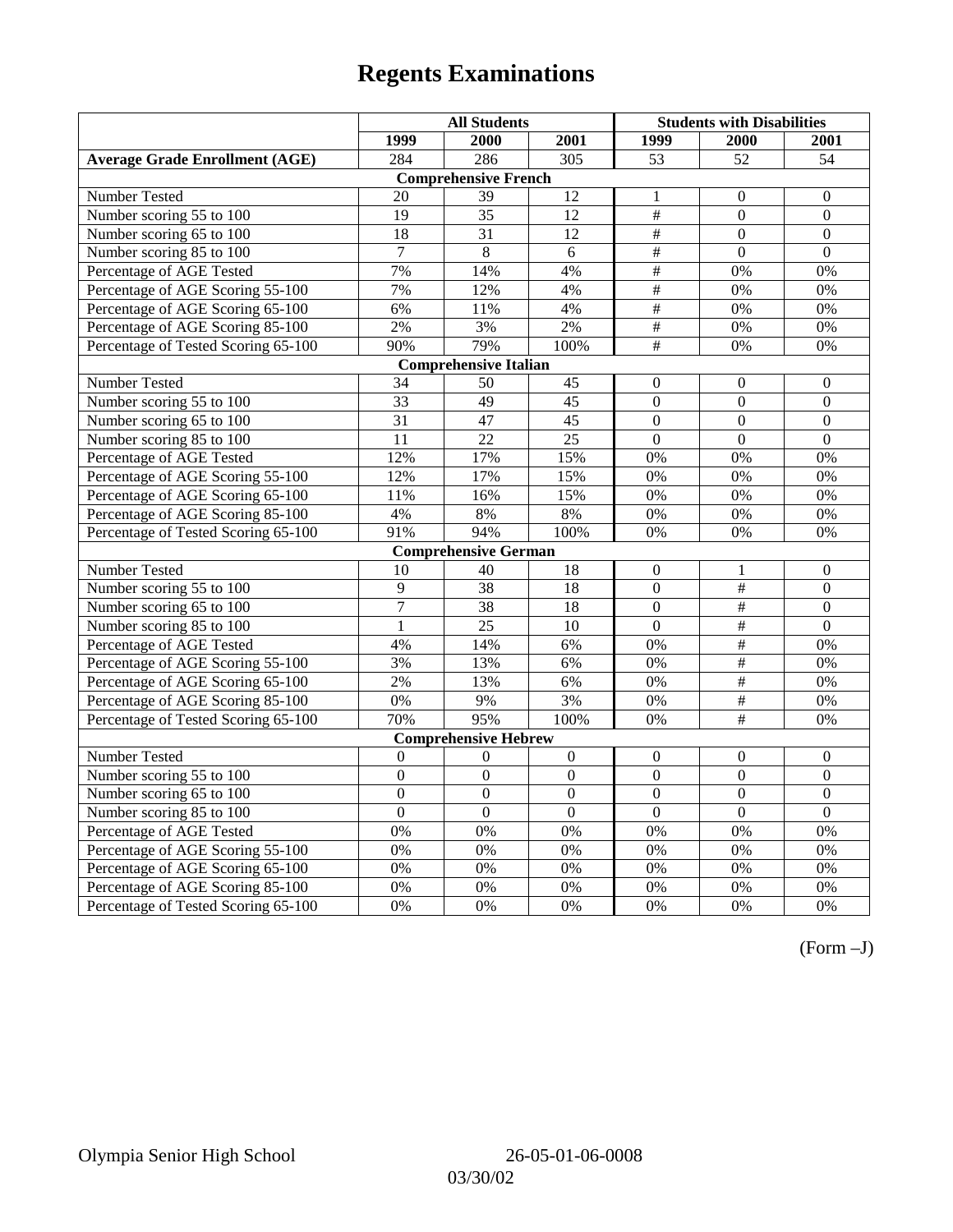# Regents Examinations

| | All Students | | | Students with Disabilities | | |
|---|---|---|---|---|---|---|
| | 1999 | 2000 | 2001 | 1999 | 2000 | 2001 |
| **Average Grade Enrollment (AGE)** | 284 | 286 | 305 | 53 | 52 | 54 |
| **Comprehensive French** | | | | | | |
| Number Tested | 20 | 39 | 12 | 1 | 0 | 0 |
| Number scoring 55 to 100 | 19 | 35 | 12 | # | 0 | 0 |
| Number scoring 65 to 100 | 18 | 31 | 12 | # | 0 | 0 |
| Number scoring 85 to 100 | 7 | 8 | 6 | # | 0 | 0 |
| Percentage of AGE Tested | 7% | 14% | 4% | # | 0% | 0% |
| Percentage of AGE Scoring 55-100 | 7% | 12% | 4% | # | 0% | 0% |
| Percentage of AGE Scoring 65-100 | 6% | 11% | 4% | # | 0% | 0% |
| Percentage of AGE Scoring 85-100 | 2% | 3% | 2% | # | 0% | 0% |
| Percentage of Tested Scoring 65-100 | 90% | 79% | 100% | # | 0% | 0% |
| **Comprehensive Italian** | | | | | | |
| Number Tested | 34 | 50 | 45 | 0 | 0 | 0 |
| Number scoring 55 to 100 | 33 | 49 | 45 | 0 | 0 | 0 |
| Number scoring 65 to 100 | 31 | 47 | 45 | 0 | 0 | 0 |
| Number scoring 85 to 100 | 11 | 22 | 25 | 0 | 0 | 0 |
| Percentage of AGE Tested | 12% | 17% | 15% | 0% | 0% | 0% |
| Percentage of AGE Scoring 55-100 | 12% | 17% | 15% | 0% | 0% | 0% |
| Percentage of AGE Scoring 65-100 | 11% | 16% | 15% | 0% | 0% | 0% |
| Percentage of AGE Scoring 85-100 | 4% | 8% | 8% | 0% | 0% | 0% |
| Percentage of Tested Scoring 65-100 | 91% | 94% | 100% | 0% | 0% | 0% |
| **Comprehensive German** | | | | | | |
| Number Tested | 10 | 40 | 18 | 0 | 1 | 0 |
| Number scoring 55 to 100 | 9 | 38 | 18 | 0 | # | 0 |
| Number scoring 65 to 100 | 7 | 38 | 18 | 0 | # | 0 |
| Number scoring 85 to 100 | 1 | 25 | 10 | 0 | # | 0 |
| Percentage of AGE Tested | 4% | 14% | 6% | 0% | # | 0% |
| Percentage of AGE Scoring 55-100 | 3% | 13% | 6% | 0% | # | 0% |
| Percentage of AGE Scoring 65-100 | 2% | 13% | 6% | 0% | # | 0% |
| Percentage of AGE Scoring 85-100 | 0% | 9% | 3% | 0% | # | 0% |
| Percentage of Tested Scoring 65-100 | 70% | 95% | 100% | 0% | # | 0% |
| **Comprehensive Hebrew** | | | | | | |
| Number Tested | 0 | 0 | 0 | 0 | 0 | 0 |
| Number scoring 55 to 100 | 0 | 0 | 0 | 0 | 0 | 0 |
| Number scoring 65 to 100 | 0 | 0 | 0 | 0 | 0 | 0 |
| Number scoring 85 to 100 | 0 | 0 | 0 | 0 | 0 | 0 |
| Percentage of AGE Tested | 0% | 0% | 0% | 0% | 0% | 0% |
| Percentage of AGE Scoring 55-100 | 0% | 0% | 0% | 0% | 0% | 0% |
| Percentage of AGE Scoring 65-100 | 0% | 0% | 0% | 0% | 0% | 0% |
| Percentage of AGE Scoring 85-100 | 0% | 0% | 0% | 0% | 0% | 0% |
| Percentage of Tested Scoring 65-100 | 0% | 0% | 0% | 0% | 0% | 0% |

(Form –J)

Olympia Senior High School 26-05-01-06-0008

03/30/02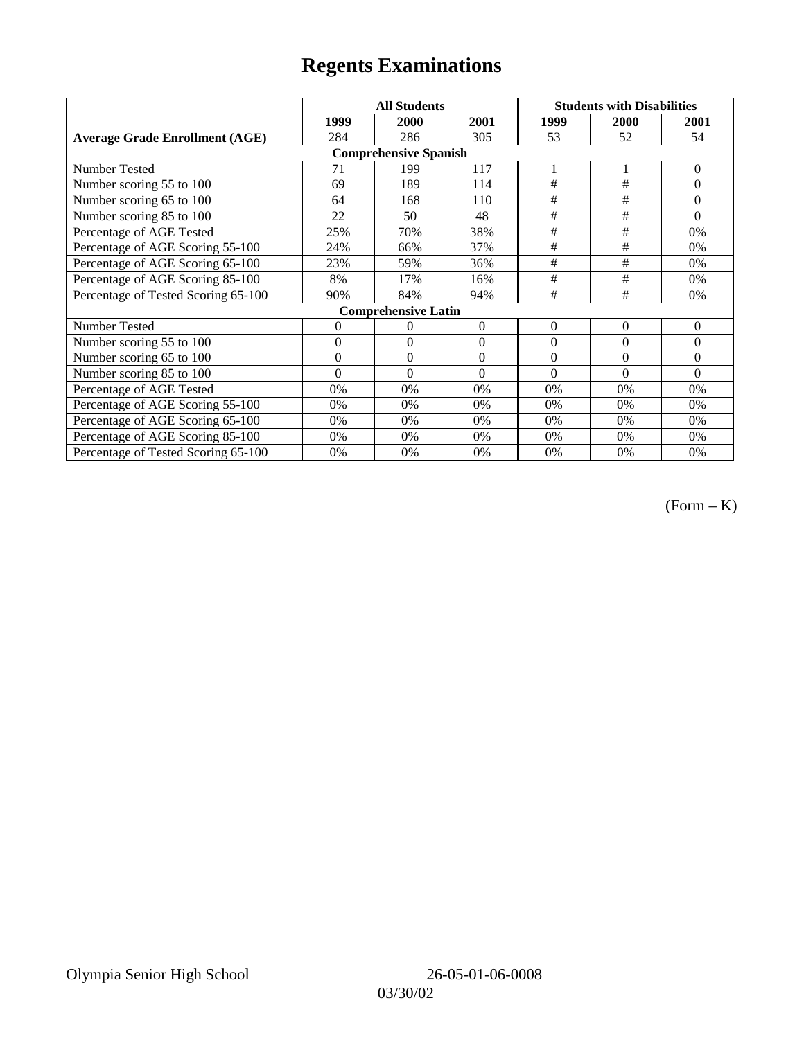# Regents Examinations

| | All Students | | | Students with Disabilities | | |
|---|---|---|---|---|---|---|
| | 1999 | 2000 | 2001 | 1999 | 2000 | 2001 |
| **Average Grade Enrollment (AGE)** | 284 | 286 | 305 | 53 | 52 | 54 |
| **Comprehensive Spanish** | | | | | | |
| Number Tested | 71 | 199 | 117 | 1 | 1 | 0 |
| Number scoring 55 to 100 | 69 | 189 | 114 | # | # | 0 |
| Number scoring 65 to 100 | 64 | 168 | 110 | # | # | 0 |
| Number scoring 85 to 100 | 22 | 50 | 48 | # | # | 0 |
| Percentage of AGE Tested | 25% | 70% | 38% | # | # | 0% |
| Percentage of AGE Scoring 55-100 | 24% | 66% | 37% | # | # | 0% |
| Percentage of AGE Scoring 65-100 | 23% | 59% | 36% | # | # | 0% |
| Percentage of AGE Scoring 85-100 | 8% | 17% | 16% | # | # | 0% |
| Percentage of Tested Scoring 65-100 | 90% | 84% | 94% | # | # | 0% |
| **Comprehensive Latin** | | | | | | |
| Number Tested | 0 | 0 | 0 | 0 | 0 | 0 |
| Number scoring 55 to 100 | 0 | 0 | 0 | 0 | 0 | 0 |
| Number scoring 65 to 100 | 0 | 0 | 0 | 0 | 0 | 0 |
| Number scoring 85 to 100 | 0 | 0 | 0 | 0 | 0 | 0 |
| Percentage of AGE Tested | 0% | 0% | 0% | 0% | 0% | 0% |
| Percentage of AGE Scoring 55-100 | 0% | 0% | 0% | 0% | 0% | 0% |
| Percentage of AGE Scoring 65-100 | 0% | 0% | 0% | 0% | 0% | 0% |
| Percentage of AGE Scoring 85-100 | 0% | 0% | 0% | 0% | 0% | 0% |
| Percentage of Tested Scoring 65-100 | 0% | 0% | 0% | 0% | 0% | 0% |

(Form – K)

Olympia Senior High School 26-05-01-06-0008

03/30/02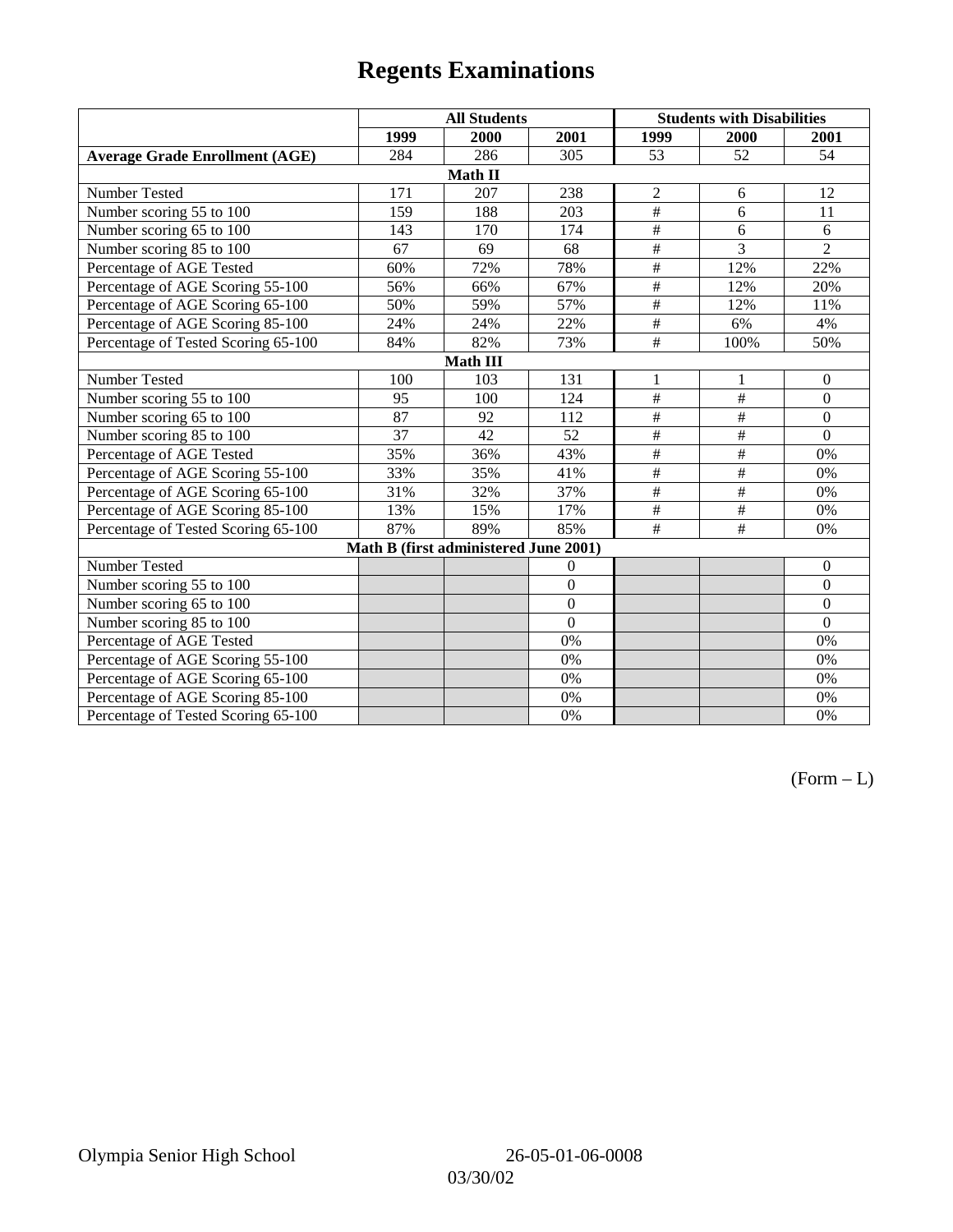# Regents Examinations

| | All Students | | | Students with Disabilities | | |
|---|---|---|---|---|---|---|
| | 1999 | 2000 | 2001 | 1999 | 2000 | 2001 |
| **Average Grade Enrollment (AGE)** | 284 | 286 | 305 | 53 | 52 | 54 |
| **Math II** | | | | | | |
| Number Tested | 171 | 207 | 238 | 2 | 6 | 12 |
| Number scoring 55 to 100 | 159 | 188 | 203 | # | 6 | 11 |
| Number scoring 65 to 100 | 143 | 170 | 174 | # | 6 | 6 |
| Number scoring 85 to 100 | 67 | 69 | 68 | # | 3 | 2 |
| Percentage of AGE Tested | 60% | 72% | 78% | # | 12% | 22% |
| Percentage of AGE Scoring 55-100 | 56% | 66% | 67% | # | 12% | 20% |
| Percentage of AGE Scoring 65-100 | 50% | 59% | 57% | # | 12% | 11% |
| Percentage of AGE Scoring 85-100 | 24% | 24% | 22% | # | 6% | 4% |
| Percentage of Tested Scoring 65-100 | 84% | 82% | 73% | # | 100% | 50% |
| **Math III** | | | | | | |
| Number Tested | 100 | 103 | 131 | 1 | 1 | 0 |
| Number scoring 55 to 100 | 95 | 100 | 124 | # | # | 0 |
| Number scoring 65 to 100 | 87 | 92 | 112 | # | # | 0 |
| Number scoring 85 to 100 | 37 | 42 | 52 | # | # | 0 |
| Percentage of AGE Tested | 35% | 36% | 43% | # | # | 0% |
| Percentage of AGE Scoring 55-100 | 33% | 35% | 41% | # | # | 0% |
| Percentage of AGE Scoring 65-100 | 31% | 32% | 37% | # | # | 0% |
| Percentage of AGE Scoring 85-100 | 13% | 15% | 17% | # | # | 0% |
| Percentage of Tested Scoring 65-100 | 87% | 89% | 85% | # | # | 0% |
| **Math B (first administered June 2001)** | | | | | | |
| Number Tested | | | 0 | | | 0 |
| Number scoring 55 to 100 | | | 0 | | | 0 |
| Number scoring 65 to 100 | | | 0 | | | 0 |
| Number scoring 85 to 100 | | | 0 | | | 0 |
| Percentage of AGE Tested | | | 0% | | | 0% |
| Percentage of AGE Scoring 55-100 | | | 0% | | | 0% |
| Percentage of AGE Scoring 65-100 | | | 0% | | | 0% |
| Percentage of AGE Scoring 85-100 | | | 0% | | | 0% |
| Percentage of Tested Scoring 65-100 | | | 0% | | | 0% |

(Form – L)

Olympia Senior High School 26-05-01-06-0008

03/30/02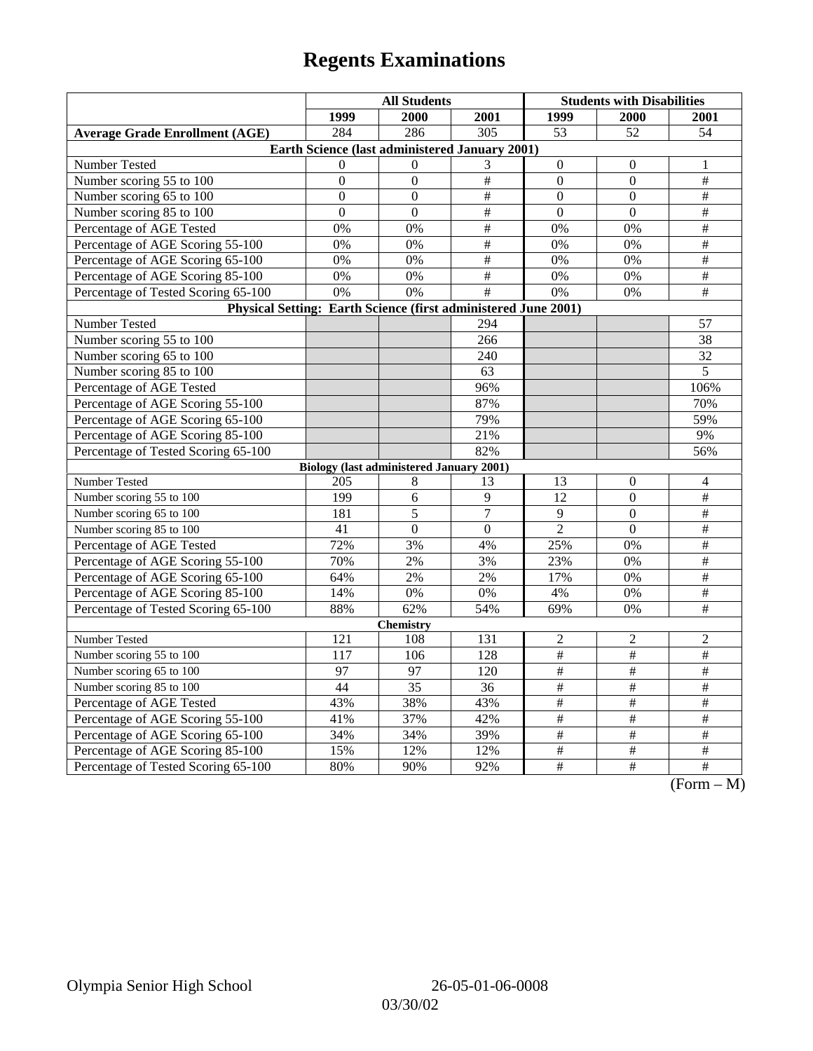# Regents Examinations

| | All Students | | | Students with Disabilities | | |
|---|---|---|---|---|---|---|
| | 1999 | 2000 | 2001 | 1999 | 2000 | 2001 |
| **Average Grade Enrollment (AGE)** | 284 | 286 | 305 | 53 | 52 | 54 |
| **Earth Science (last administered January 2001)** | | | | | | |
| Number Tested | 0 | 0 | 3 | 0 | 0 | 1 |
| Number scoring 55 to 100 | 0 | 0 | # | 0 | 0 | # |
| Number scoring 65 to 100 | 0 | 0 | # | 0 | 0 | # |
| Number scoring 85 to 100 | 0 | 0 | # | 0 | 0 | # |
| Percentage of AGE Tested | 0% | 0% | # | 0% | 0% | # |
| Percentage of AGE Scoring 55-100 | 0% | 0% | # | 0% | 0% | # |
| Percentage of AGE Scoring 65-100 | 0% | 0% | # | 0% | 0% | # |
| Percentage of AGE Scoring 85-100 | 0% | 0% | # | 0% | 0% | # |
| Percentage of Tested Scoring 65-100 | 0% | 0% | # | 0% | 0% | # |
| **Physical Setting: Earth Science (first administered June 2001)** | | | | | | |
| Number Tested | | | 294 | | | 57 |
| Number scoring 55 to 100 | | | 266 | | | 38 |
| Number scoring 65 to 100 | | | 240 | | | 32 |
| Number scoring 85 to 100 | | | 63 | | | 5 |
| Percentage of AGE Tested | | | 96% | | | 106% |
| Percentage of AGE Scoring 55-100 | | | 87% | | | 70% |
| Percentage of AGE Scoring 65-100 | | | 79% | | | 59% |
| Percentage of AGE Scoring 85-100 | | | 21% | | | 9% |
| Percentage of Tested Scoring 65-100 | | | 82% | | | 56% |
| **Biology (last administered January 2001)** | | | | | | |
| Number Tested | 205 | 8 | 13 | 13 | 0 | 4 |
| Number scoring 55 to 100 | 199 | 6 | 9 | 12 | 0 | # |
| Number scoring 65 to 100 | 181 | 5 | 7 | 9 | 0 | # |
| Number scoring 85 to 100 | 41 | 0 | 0 | 2 | 0 | # |
| Percentage of AGE Tested | 72% | 3% | 4% | 25% | 0% | # |
| Percentage of AGE Scoring 55-100 | 70% | 2% | 3% | 23% | 0% | # |
| Percentage of AGE Scoring 65-100 | 64% | 2% | 2% | 17% | 0% | # |
| Percentage of AGE Scoring 85-100 | 14% | 0% | 0% | 4% | 0% | # |
| Percentage of Tested Scoring 65-100 | 88% | 62% | 54% | 69% | 0% | # |
| **Chemistry** | | | | | | |
| Number Tested | 121 | 108 | 131 | 2 | 2 | 2 |
| Number scoring 55 to 100 | 117 | 106 | 128 | # | # | # |
| Number scoring 65 to 100 | 97 | 97 | 120 | # | # | # |
| Number scoring 85 to 100 | 44 | 35 | 36 | # | # | # |
| Percentage of AGE Tested | 43% | 38% | 43% | # | # | # |
| Percentage of AGE Scoring 55-100 | 41% | 37% | 42% | # | # | # |
| Percentage of AGE Scoring 65-100 | 34% | 34% | 39% | # | # | # |
| Percentage of AGE Scoring 85-100 | 15% | 12% | 12% | # | # | # |
| Percentage of Tested Scoring 65-100 | 80% | 90% | 92% | # | # | # |

(Form – M)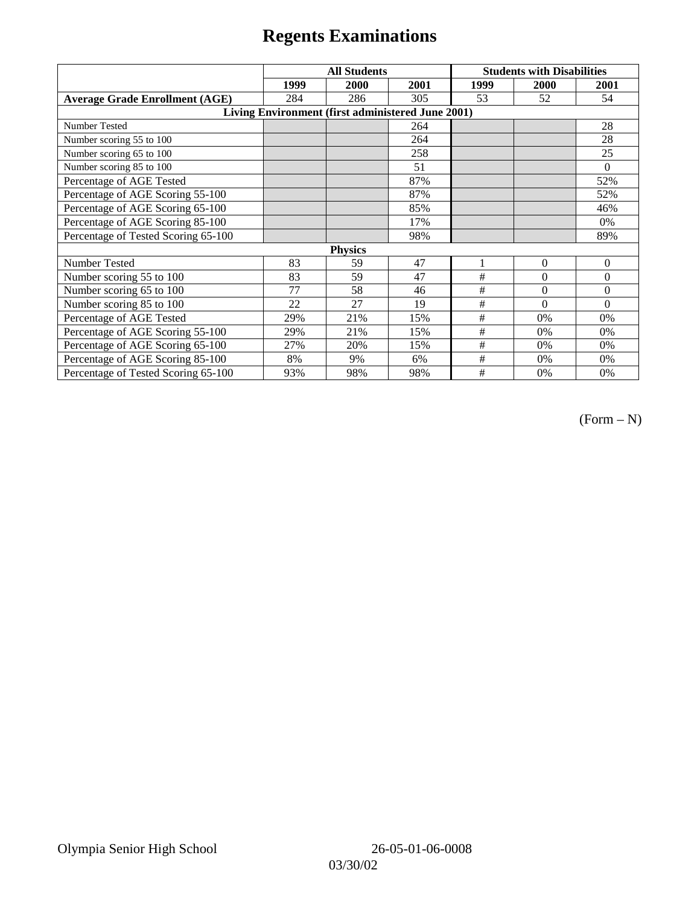# Regents Examinations

| | All Students | | | Students with Disabilities | | |
|---|---|---|---|---|---|---|
| | 1999 | 2000 | 2001 | 1999 | 2000 | 2001 |
| **Average Grade Enrollment (AGE)** | 284 | 286 | 305 | 53 | 52 | 54 |
| **Living Environment (first administered June 2001)** | | | | | | |
| Number Tested | | | 264 | | | 28 |
| Number scoring 55 to 100 | | | 264 | | | 28 |
| Number scoring 65 to 100 | | | 258 | | | 25 |
| Number scoring 85 to 100 | | | 51 | | | 0 |
| Percentage of AGE Tested | | | 87% | | | 52% |
| Percentage of AGE Scoring 55-100 | | | 87% | | | 52% |
| Percentage of AGE Scoring 65-100 | | | 85% | | | 46% |
| Percentage of AGE Scoring 85-100 | | | 17% | | | 0% |
| Percentage of Tested Scoring 65-100 | | | 98% | | | 89% |
| **Physics** | | | | | | |
| Number Tested | 83 | 59 | 47 | 1 | 0 | 0 |
| Number scoring 55 to 100 | 83 | 59 | 47 | # | 0 | 0 |
| Number scoring 65 to 100 | 77 | 58 | 46 | # | 0 | 0 |
| Number scoring 85 to 100 | 22 | 27 | 19 | # | 0 | 0 |
| Percentage of AGE Tested | 29% | 21% | 15% | # | 0% | 0% |
| Percentage of AGE Scoring 55-100 | 29% | 21% | 15% | # | 0% | 0% |
| Percentage of AGE Scoring 65-100 | 27% | 20% | 15% | # | 0% | 0% |
| Percentage of AGE Scoring 85-100 | 8% | 9% | 6% | # | 0% | 0% |
| Percentage of Tested Scoring 65-100 | 93% | 98% | 98% | # | 0% | 0% |

(Form – N)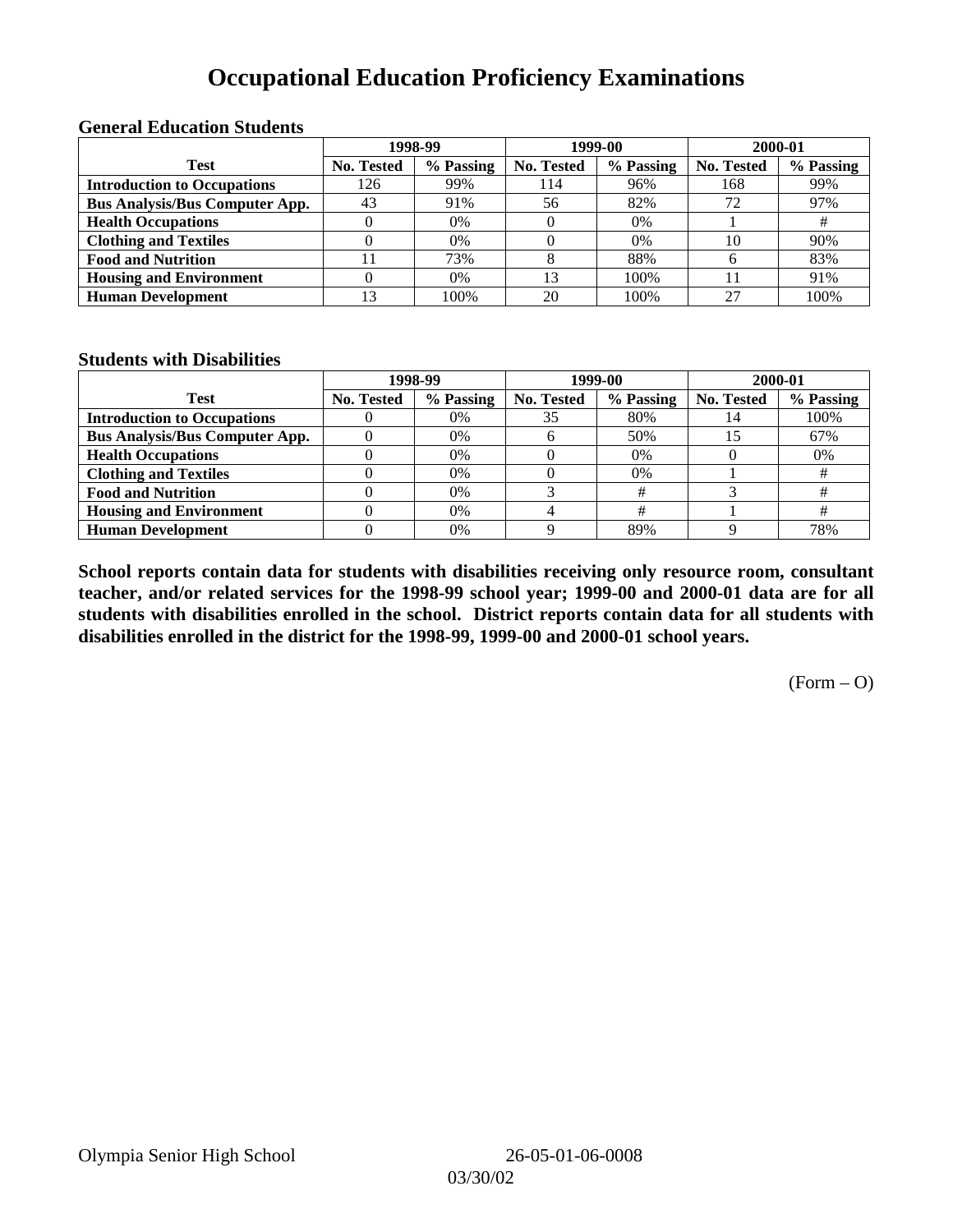# Occupational Education Proficiency Examinations

### General Education Students

| Test | 1998-99 | | 1999-00 | | 2000-01 | |
|---|---|---|---|---|---|---|
| | No. Tested | % Passing | No. Tested | % Passing | No. Tested | % Passing |
| **Introduction to Occupations** | 126 | 99% | 114 | 96% | 168 | 99% |
| **Bus Analysis/Bus Computer App.** | 43 | 91% | 56 | 82% | 72 | 97% |
| **Health Occupations** | 0 | 0% | 0 | 0% | 1 | # |
| **Clothing and Textiles** | 0 | 0% | 0 | 0% | 10 | 90% |
| **Food and Nutrition** | 11 | 73% | 8 | 88% | 6 | 83% |
| **Housing and Environment** | 0 | 0% | 13 | 100% | 11 | 91% |
| **Human Development** | 13 | 100% | 20 | 100% | 27 | 100% |

### Students with Disabilities

| Test | 1998-99 | | 1999-00 | | 2000-01 | |
|---|---|---|---|---|---|---|
| | No. Tested | % Passing | No. Tested | % Passing | No. Tested | % Passing |
| **Introduction to Occupations** | 0 | 0% | 35 | 80% | 14 | 100% |
| **Bus Analysis/Bus Computer App.** | 0 | 0% | 6 | 50% | 15 | 67% |
| **Health Occupations** | 0 | 0% | 0 | 0% | 0 | 0% |
| **Clothing and Textiles** | 0 | 0% | 0 | 0% | 1 | # |
| **Food and Nutrition** | 0 | 0% | 3 | # | 3 | # |
| **Housing and Environment** | 0 | 0% | 4 | # | 1 | # |
| **Human Development** | 0 | 0% | 9 | 89% | 9 | 78% |

**School reports contain data for students with disabilities receiving only resource room, consultant teacher, and/or related services for the 1998-99 school year; 1999-00 and 2000-01 data are for all students with disabilities enrolled in the school. District reports contain data for all students with disabilities enrolled in the district for the 1998-99, 1999-00 and 2000-01 school years.**

(Form – O)

Olympia Senior High School 26-05-01-06-0008 03/30/02